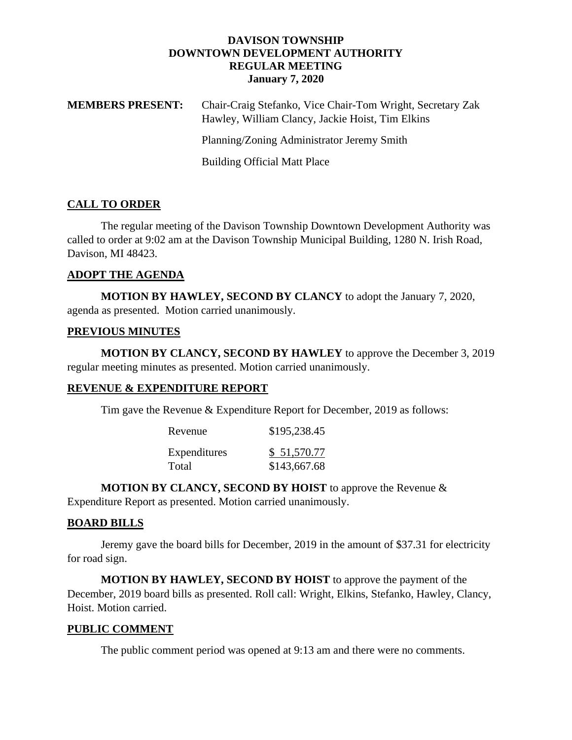**DAVISON TOWNSHIP**
**DOWNTOWN DEVELOPMENT AUTHORITY**
**REGULAR MEETING**
**January 7, 2020**

**MEMBERS PRESENT:** Chair-Craig Stefanko, Vice Chair-Tom Wright, Secretary Zak Hawley, William Clancy, Jackie Hoist, Tim Elkins

Planning/Zoning Administrator Jeremy Smith

Building Official Matt Place

## CALL TO ORDER

The regular meeting of the Davison Township Downtown Development Authority was called to order at 9:02 am at the Davison Township Municipal Building, 1280 N. Irish Road, Davison, MI 48423.

## ADOPT THE AGENDA

**MOTION BY HAWLEY, SECOND BY CLANCY** to adopt the January 7, 2020, agenda as presented. Motion carried unanimously.

## PREVIOUS MINUTES

**MOTION BY CLANCY, SECOND BY HAWLEY** to approve the December 3, 2019 regular meeting minutes as presented. Motion carried unanimously.

## REVENUE & EXPENDITURE REPORT

Tim gave the Revenue & Expenditure Report for December, 2019 as follows:

| | |
|---|---|
| Revenue | \$195,238.45 |
| Expenditures | \$ 51,570.77 |
| Total | \$143,667.68 |

**MOTION BY CLANCY, SECOND BY HOIST** to approve the Revenue & Expenditure Report as presented. Motion carried unanimously.

## BOARD BILLS

Jeremy gave the board bills for December, 2019 in the amount of \$37.31 for electricity for road sign.

**MOTION BY HAWLEY, SECOND BY HOIST** to approve the payment of the December, 2019 board bills as presented. Roll call: Wright, Elkins, Stefanko, Hawley, Clancy, Hoist. Motion carried.

## PUBLIC COMMENT

The public comment period was opened at 9:13 am and there were no comments.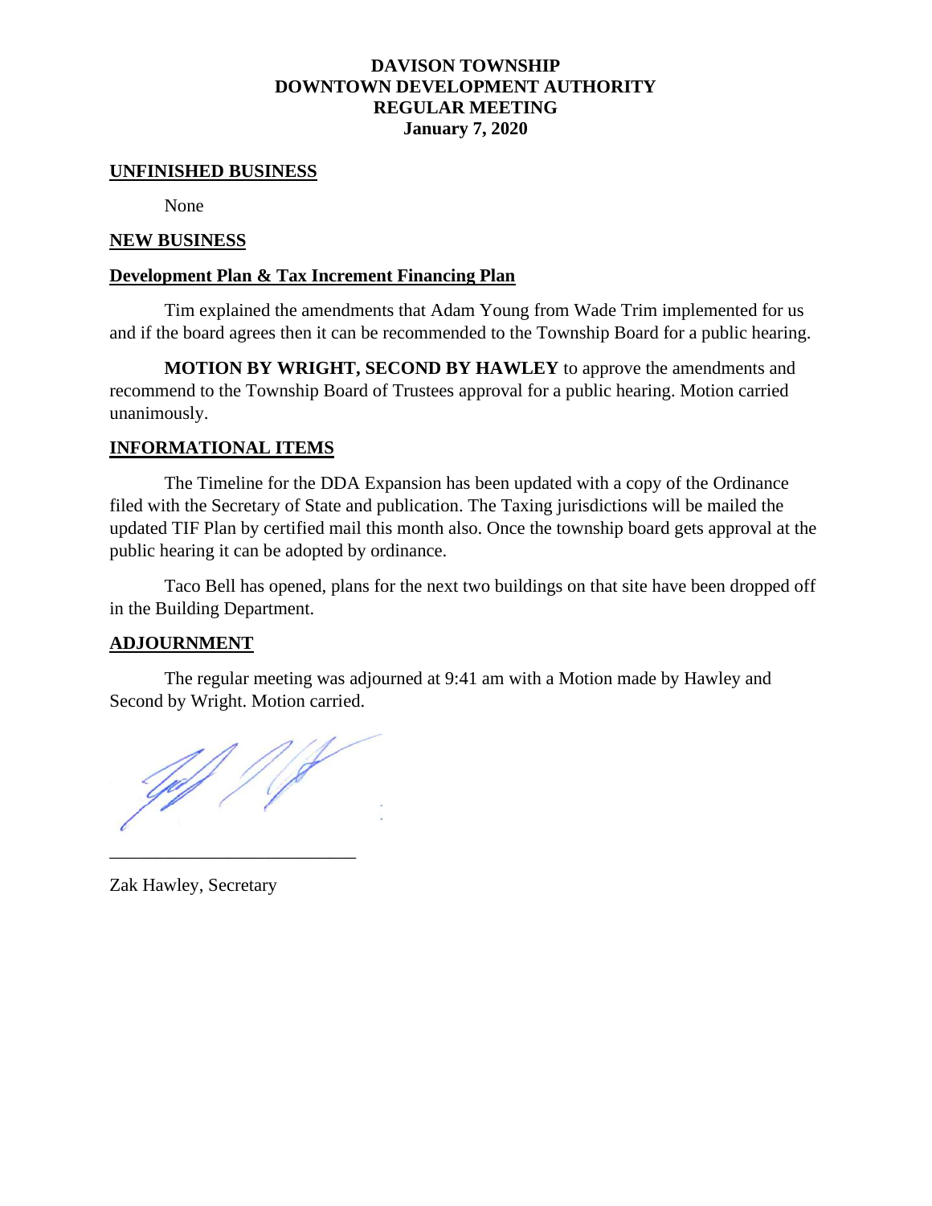**DAVISON TOWNSHIP**
**DOWNTOWN DEVELOPMENT AUTHORITY**
**REGULAR MEETING**
**January 7, 2020**

## UNFINISHED BUSINESS

None

## NEW BUSINESS

### Development Plan & Tax Increment Financing Plan

Tim explained the amendments that Adam Young from Wade Trim implemented for us and if the board agrees then it can be recommended to the Township Board for a public hearing.

**MOTION BY WRIGHT, SECOND BY HAWLEY** to approve the amendments and recommend to the Township Board of Trustees approval for a public hearing. Motion carried unanimously.

## INFORMATIONAL ITEMS

The Timeline for the DDA Expansion has been updated with a copy of the Ordinance filed with the Secretary of State and publication. The Taxing jurisdictions will be mailed the updated TIF Plan by certified mail this month also. Once the township board gets approval at the public hearing it can be adopted by ordinance.

Taco Bell has opened, plans for the next two buildings on that site have been dropped off in the Building Department.

## ADJOURNMENT

The regular meeting was adjourned at 9:41 am with a Motion made by Hawley and Second by Wright. Motion carried.

___________________________

Zak Hawley, Secretary